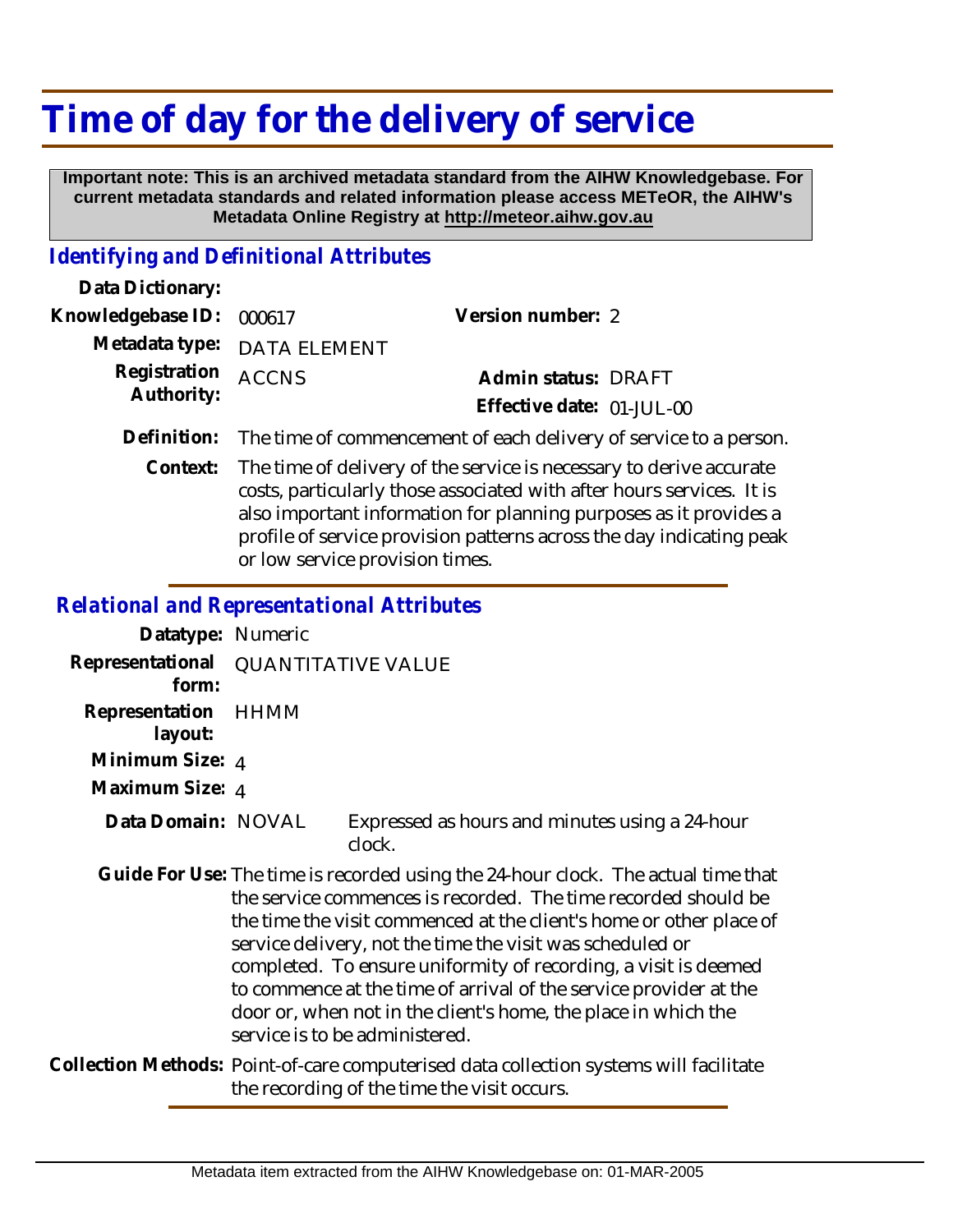# Time of day for the delivery of service

**Important note: This is an archived metadata standard from the AIHW Knowledgebase. For current metadata standards and related information please access METeOR, the AIHW's Metadata Online Registry at http://meteor.aihw.gov.au**

## *Identifying and Definitional Attributes*

**Data Dictionary:**

**Knowledgebase ID:** 000617

**Version number:** 2

**Metadata type:** DATA ELEMENT

**Registration Authority:** ACCNS

**Admin status:** DRAFT

**Effective date:** 01-JUL-00

**Definition:** The time of commencement of each delivery of service to a person.

**Context:** The time of delivery of the service is necessary to derive accurate costs, particularly those associated with after hours services. It is also important information for planning purposes as it provides a profile of service provision patterns across the day indicating peak or low service provision times.

## *Relational and Representational Attributes*

**Datatype:** Numeric

**Representational form:** QUANTITATIVE VALUE

**Representation layout:** HHMM

**Minimum Size:** 4

**Maximum Size:** 4

**Data Domain:** NOVAL — Expressed as hours and minutes using a 24-hour clock.

**Guide For Use:** The time is recorded using the 24-hour clock. The actual time that the service commences is recorded. The time recorded should be the time the visit commenced at the client's home or other place of service delivery, not the time the visit was scheduled or completed. To ensure uniformity of recording, a visit is deemed to commence at the time of arrival of the service provider at the door or, when not in the client's home, the place in which the service is to be administered.

**Collection Methods:** Point-of-care computerised data collection systems will facilitate the recording of the time the visit occurs.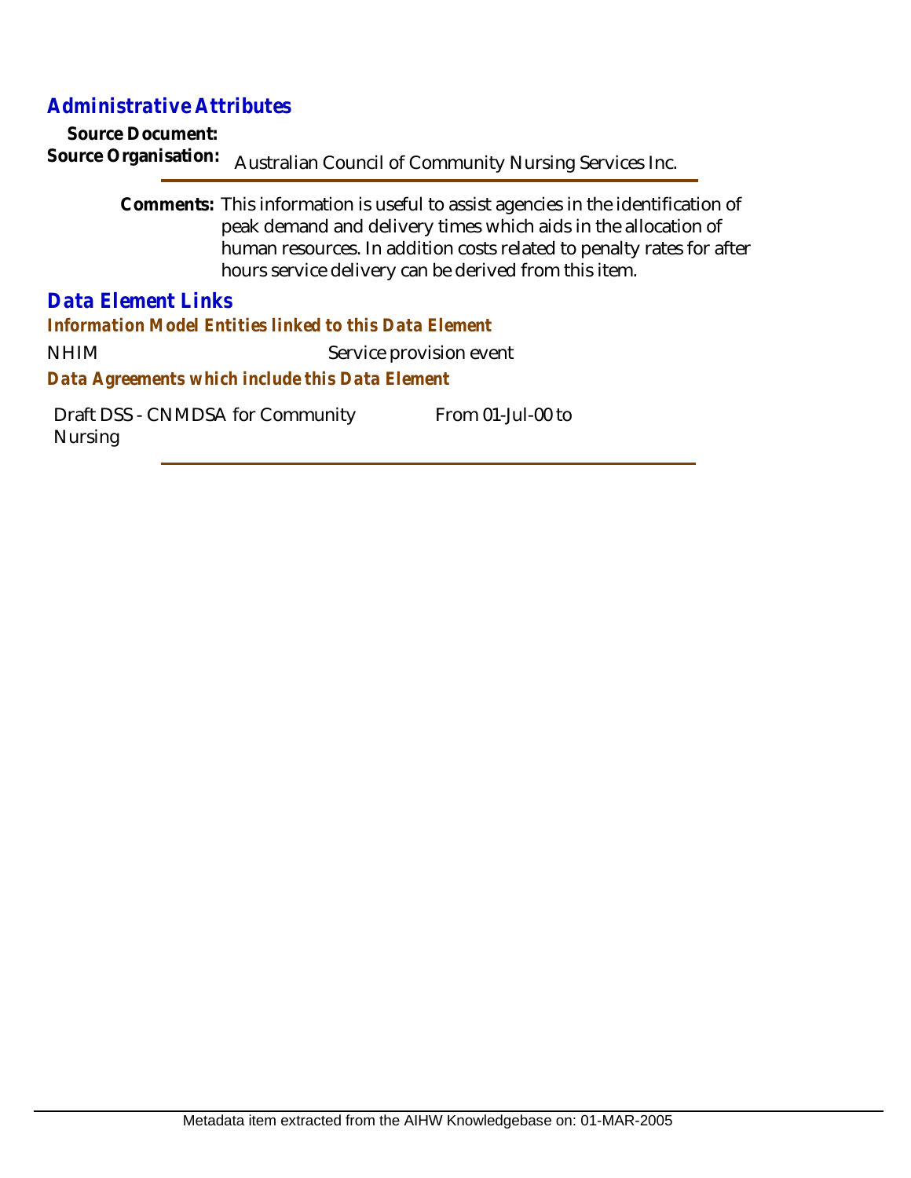## Administrative Attributes

**Source Document:**

**Source Organisation:** Australian Council of Community Nursing Services Inc.

**Comments:** This information is useful to assist agencies in the identification of peak demand and delivery times which aids in the allocation of human resources. In addition costs related to penalty rates for after hours service delivery can be derived from this item.

## Data Element Links

### Information Model Entities linked to this Data Element

| | |
|---|---|
| NHIM | Service provision event |

### Data Agreements which include this Data Element

| | |
|---|---|
| Draft DSS - CNMDSA for Community Nursing | From 01-Jul-00 to |